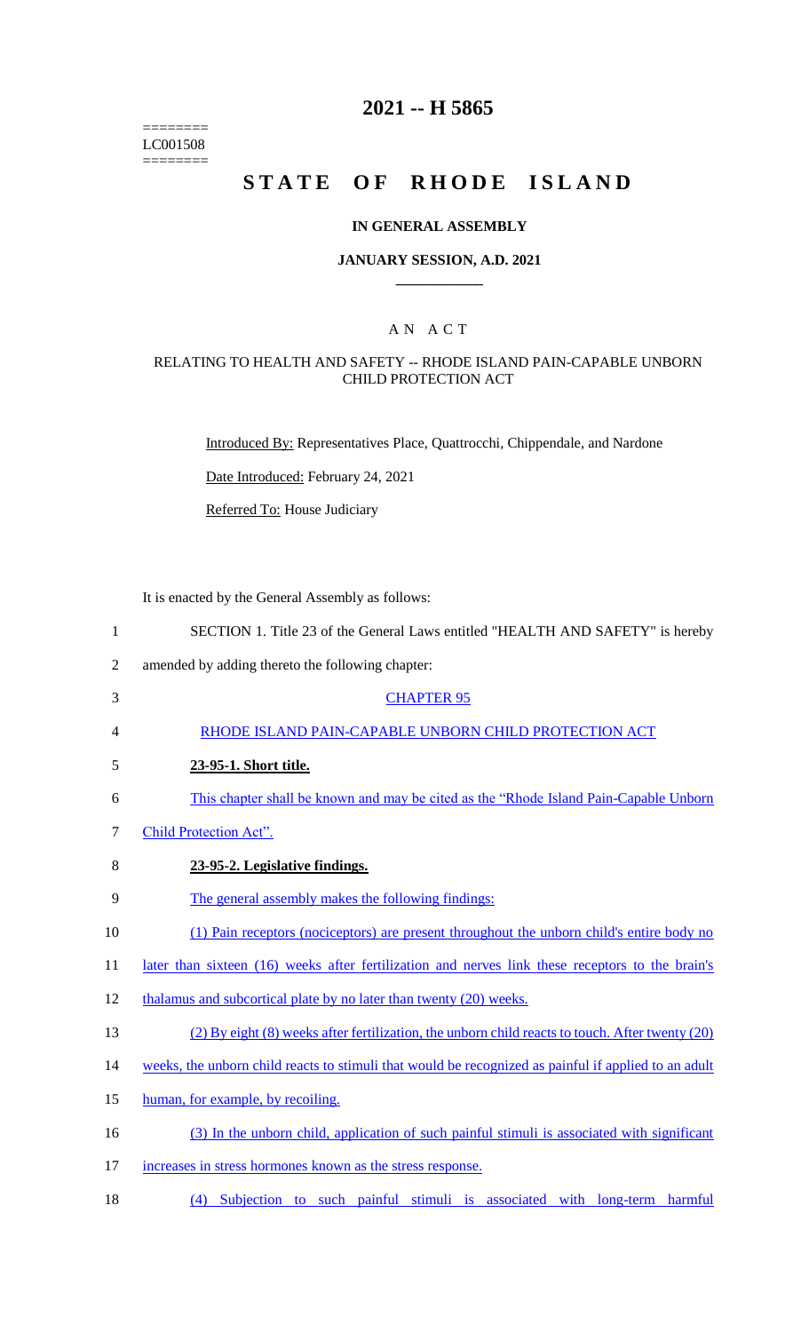========
LC001508
========

# 2021 -- H 5865

# STATE OF RHODE ISLAND

### IN GENERAL ASSEMBLY

### JANUARY SESSION, A.D. 2021

## AN ACT

### RELATING TO HEALTH AND SAFETY -- RHODE ISLAND PAIN-CAPABLE UNBORN CHILD PROTECTION ACT

Introduced By: Representatives Place, Quattrocchi, Chippendale, and Nardone

Date Introduced: February 24, 2021

Referred To: House Judiciary

It is enacted by the General Assembly as follows:

1 SECTION 1. Title 23 of the General Laws entitled "HEALTH AND SAFETY" is hereby
2 amended by adding thereto the following chapter:

3 CHAPTER 95

4 RHODE ISLAND PAIN-CAPABLE UNBORN CHILD PROTECTION ACT

5 **23-95-1. Short title.**

6 This chapter shall be known and may be cited as the "Rhode Island Pain-Capable Unborn
7 Child Protection Act".

8 **23-95-2. Legislative findings.**

9 The general assembly makes the following findings:

10 (1) Pain receptors (nociceptors) are present throughout the unborn child's entire body no
11 later than sixteen (16) weeks after fertilization and nerves link these receptors to the brain's
12 thalamus and subcortical plate by no later than twenty (20) weeks.

13 (2) By eight (8) weeks after fertilization, the unborn child reacts to touch. After twenty (20)
14 weeks, the unborn child reacts to stimuli that would be recognized as painful if applied to an adult
15 human, for example, by recoiling.

16 (3) In the unborn child, application of such painful stimuli is associated with significant
17 increases in stress hormones known as the stress response.

18 (4) Subjection to such painful stimuli is associated with long-term harmful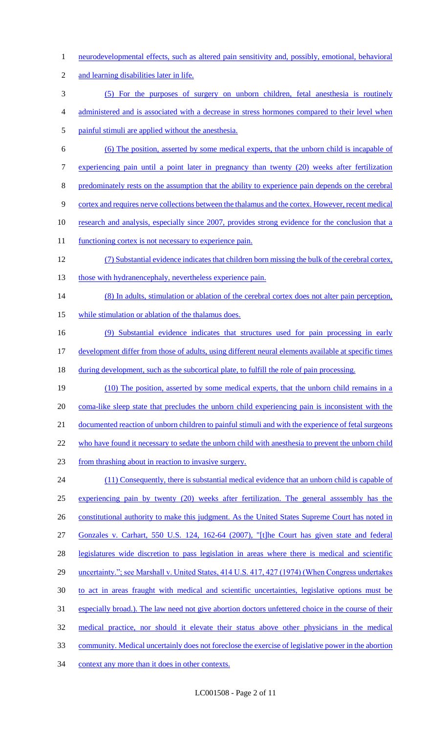neurodevelopmental effects, such as altered pain sensitivity and, possibly, emotional, behavioral and learning disabilities later in life.

(5) For the purposes of surgery on unborn children, fetal anesthesia is routinely administered and is associated with a decrease in stress hormones compared to their level when painful stimuli are applied without the anesthesia.

(6) The position, asserted by some medical experts, that the unborn child is incapable of experiencing pain until a point later in pregnancy than twenty (20) weeks after fertilization predominately rests on the assumption that the ability to experience pain depends on the cerebral cortex and requires nerve collections between the thalamus and the cortex. However, recent medical research and analysis, especially since 2007, provides strong evidence for the conclusion that a functioning cortex is not necessary to experience pain.

(7) Substantial evidence indicates that children born missing the bulk of the cerebral cortex, those with hydranencephaly, nevertheless experience pain.

(8) In adults, stimulation or ablation of the cerebral cortex does not alter pain perception, while stimulation or ablation of the thalamus does.

(9) Substantial evidence indicates that structures used for pain processing in early development differ from those of adults, using different neural elements available at specific times during development, such as the subcortical plate, to fulfill the role of pain processing.

(10) The position, asserted by some medical experts, that the unborn child remains in a coma-like sleep state that precludes the unborn child experiencing pain is inconsistent with the documented reaction of unborn children to painful stimuli and with the experience of fetal surgeons who have found it necessary to sedate the unborn child with anesthesia to prevent the unborn child from thrashing about in reaction to invasive surgery.

(11) Consequently, there is substantial medical evidence that an unborn child is capable of experiencing pain by twenty (20) weeks after fertilization. The general asssembly has the constitutional authority to make this judgment. As the United States Supreme Court has noted in Gonzales v. Carhart, 550 U.S. 124, 162-64 (2007), "[t]he Court has given state and federal legislatures wide discretion to pass legislation in areas where there is medical and scientific uncertainty."; see Marshall v. United States, 414 U.S. 417, 427 (1974) (When Congress undertakes to act in areas fraught with medical and scientific uncertainties, legislative options must be especially broad.). The law need not give abortion doctors unfettered choice in the course of their medical practice, nor should it elevate their status above other physicians in the medical community. Medical uncertainly does not foreclose the exercise of legislative power in the abortion context any more than it does in other contexts.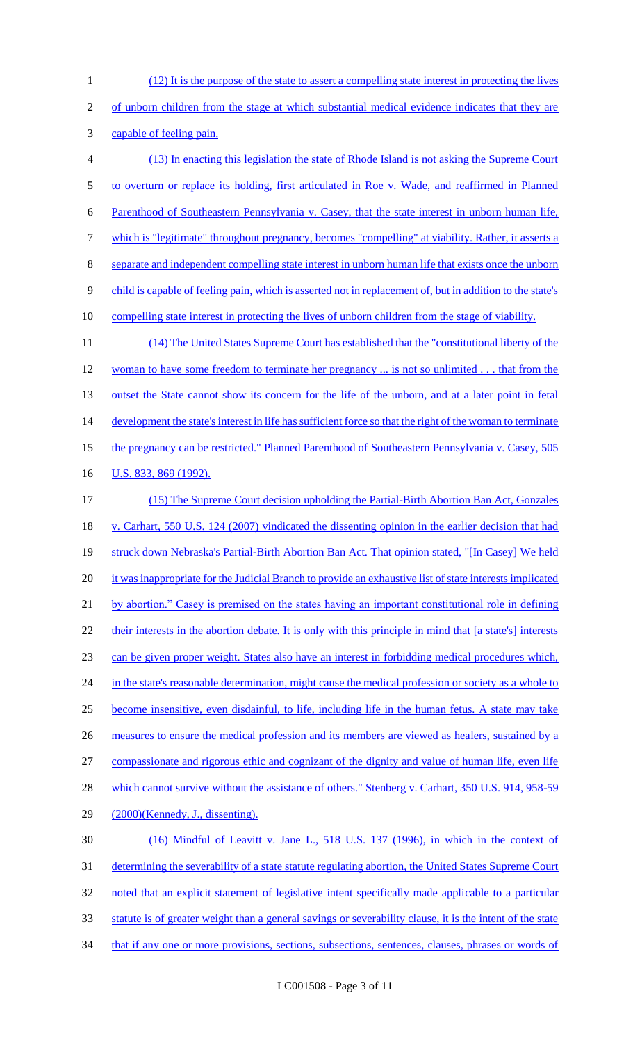(12) It is the purpose of the state to assert a compelling state interest in protecting the lives of unborn children from the stage at which substantial medical evidence indicates that they are capable of feeling pain.

(13) In enacting this legislation the state of Rhode Island is not asking the Supreme Court to overturn or replace its holding, first articulated in Roe v. Wade, and reaffirmed in Planned Parenthood of Southeastern Pennsylvania v. Casey, that the state interest in unborn human life, which is "legitimate" throughout pregnancy, becomes "compelling" at viability. Rather, it asserts a separate and independent compelling state interest in unborn human life that exists once the unborn child is capable of feeling pain, which is asserted not in replacement of, but in addition to the state's compelling state interest in protecting the lives of unborn children from the stage of viability.

(14) The United States Supreme Court has established that the "constitutional liberty of the woman to have some freedom to terminate her pregnancy ... is not so unlimited . . . that from the outset the State cannot show its concern for the life of the unborn, and at a later point in fetal development the state's interest in life has sufficient force so that the right of the woman to terminate the pregnancy can be restricted." Planned Parenthood of Southeastern Pennsylvania v. Casey, 505 U.S. 833, 869 (1992).

(15) The Supreme Court decision upholding the Partial-Birth Abortion Ban Act, Gonzales v. Carhart, 550 U.S. 124 (2007) vindicated the dissenting opinion in the earlier decision that had struck down Nebraska's Partial-Birth Abortion Ban Act. That opinion stated, "[In Casey] We held it was inappropriate for the Judicial Branch to provide an exhaustive list of state interests implicated by abortion." Casey is premised on the states having an important constitutional role in defining their interests in the abortion debate. It is only with this principle in mind that [a state's] interests can be given proper weight. States also have an interest in forbidding medical procedures which, in the state's reasonable determination, might cause the medical profession or society as a whole to become insensitive, even disdainful, to life, including life in the human fetus. A state may take measures to ensure the medical profession and its members are viewed as healers, sustained by a compassionate and rigorous ethic and cognizant of the dignity and value of human life, even life which cannot survive without the assistance of others." Stenberg v. Carhart, 350 U.S. 914, 958-59 (2000)(Kennedy, J., dissenting).

(16) Mindful of Leavitt v. Jane L., 518 U.S. 137 (1996), in which in the context of determining the severability of a state statute regulating abortion, the United States Supreme Court noted that an explicit statement of legislative intent specifically made applicable to a particular statute is of greater weight than a general savings or severability clause, it is the intent of the state that if any one or more provisions, sections, subsections, sentences, clauses, phrases or words of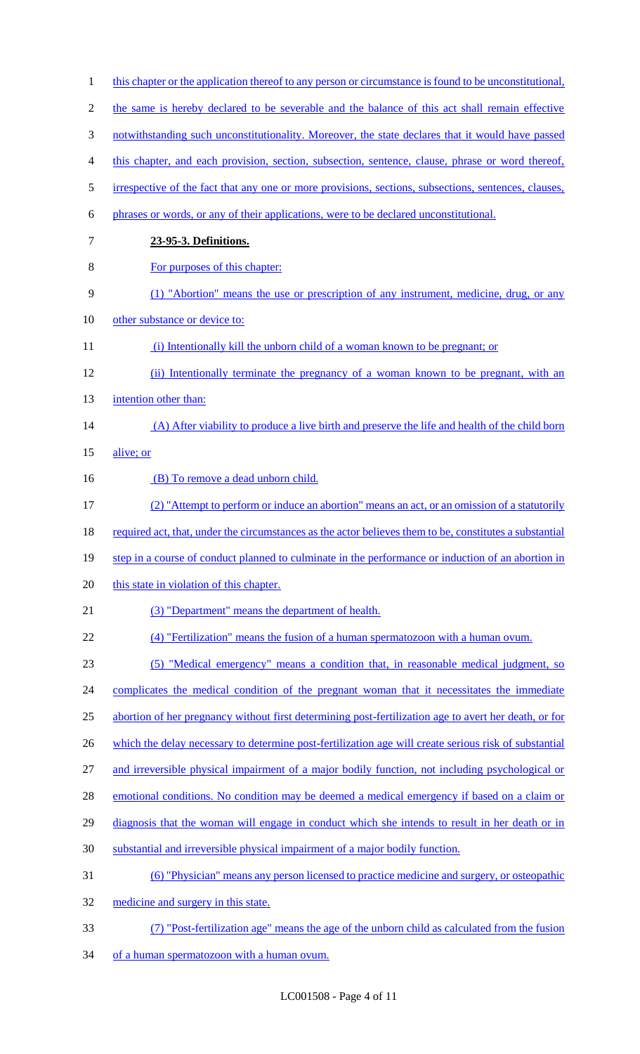this chapter or the application thereof to any person or circumstance is found to be unconstitutional, the same is hereby declared to be severable and the balance of this act shall remain effective notwithstanding such unconstitutionality. Moreover, the state declares that it would have passed this chapter, and each provision, section, subsection, sentence, clause, phrase or word thereof, irrespective of the fact that any one or more provisions, sections, subsections, sentences, clauses, phrases or words, or any of their applications, were to be declared unconstitutional.

**23-95-3. Definitions.**

For purposes of this chapter:

(1) "Abortion" means the use or prescription of any instrument, medicine, drug, or any other substance or device to:

(i) Intentionally kill the unborn child of a woman known to be pregnant; or

(ii) Intentionally terminate the pregnancy of a woman known to be pregnant, with an intention other than:

(A) After viability to produce a live birth and preserve the life and health of the child born alive; or

(B) To remove a dead unborn child.

(2) "Attempt to perform or induce an abortion" means an act, or an omission of a statutorily required act, that, under the circumstances as the actor believes them to be, constitutes a substantial step in a course of conduct planned to culminate in the performance or induction of an abortion in this state in violation of this chapter.

(3) "Department" means the department of health.

(4) "Fertilization" means the fusion of a human spermatozoon with a human ovum.

(5) "Medical emergency" means a condition that, in reasonable medical judgment, so complicates the medical condition of the pregnant woman that it necessitates the immediate abortion of her pregnancy without first determining post-fertilization age to avert her death, or for which the delay necessary to determine post-fertilization age will create serious risk of substantial and irreversible physical impairment of a major bodily function, not including psychological or emotional conditions. No condition may be deemed a medical emergency if based on a claim or diagnosis that the woman will engage in conduct which she intends to result in her death or in substantial and irreversible physical impairment of a major bodily function.

(6) "Physician" means any person licensed to practice medicine and surgery, or osteopathic medicine and surgery in this state.

(7) "Post-fertilization age" means the age of the unborn child as calculated from the fusion of a human spermatozoon with a human ovum.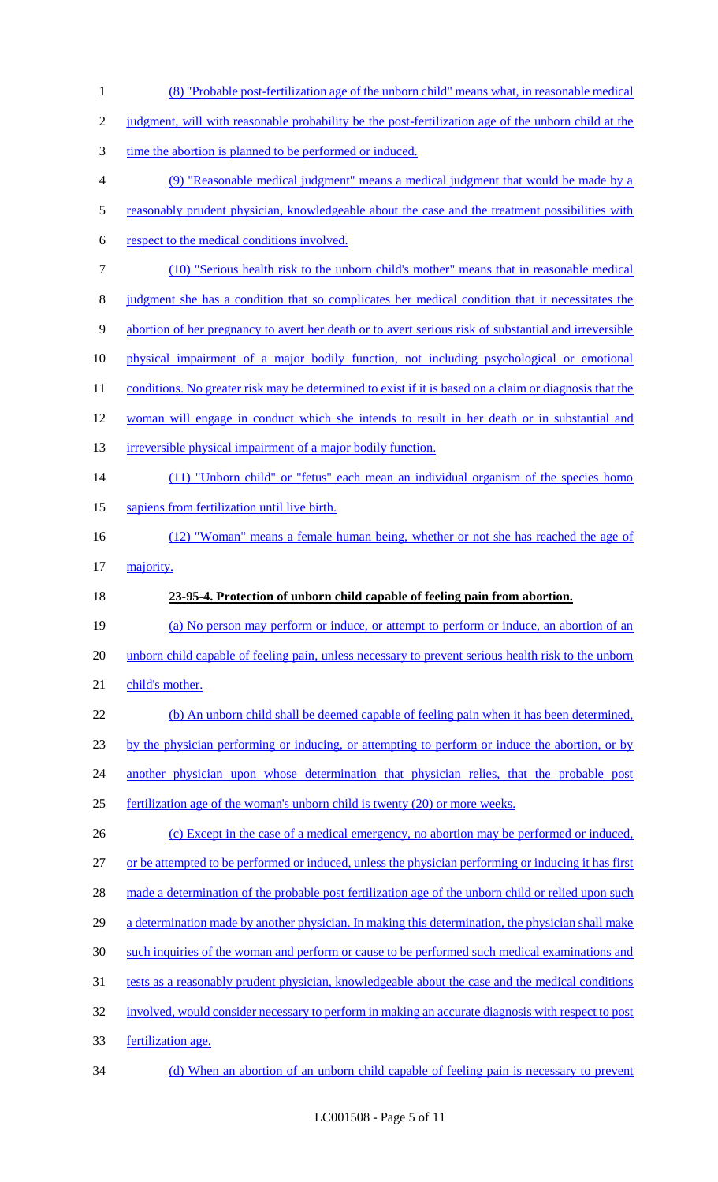(8) "Probable post-fertilization age of the unborn child" means what, in reasonable medical judgment, will with reasonable probability be the post-fertilization age of the unborn child at the time the abortion is planned to be performed or induced.

(9) "Reasonable medical judgment" means a medical judgment that would be made by a reasonably prudent physician, knowledgeable about the case and the treatment possibilities with respect to the medical conditions involved.

(10) "Serious health risk to the unborn child's mother" means that in reasonable medical judgment she has a condition that so complicates her medical condition that it necessitates the abortion of her pregnancy to avert her death or to avert serious risk of substantial and irreversible physical impairment of a major bodily function, not including psychological or emotional conditions. No greater risk may be determined to exist if it is based on a claim or diagnosis that the woman will engage in conduct which she intends to result in her death or in substantial and irreversible physical impairment of a major bodily function.

(11) "Unborn child" or "fetus" each mean an individual organism of the species homo sapiens from fertilization until live birth.

(12) "Woman" means a female human being, whether or not she has reached the age of majority.

**23-95-4. Protection of unborn child capable of feeling pain from abortion.**

(a) No person may perform or induce, or attempt to perform or induce, an abortion of an unborn child capable of feeling pain, unless necessary to prevent serious health risk to the unborn child's mother.

(b) An unborn child shall be deemed capable of feeling pain when it has been determined, by the physician performing or inducing, or attempting to perform or induce the abortion, or by another physician upon whose determination that physician relies, that the probable post fertilization age of the woman's unborn child is twenty (20) or more weeks.

(c) Except in the case of a medical emergency, no abortion may be performed or induced, or be attempted to be performed or induced, unless the physician performing or inducing it has first made a determination of the probable post fertilization age of the unborn child or relied upon such a determination made by another physician. In making this determination, the physician shall make such inquiries of the woman and perform or cause to be performed such medical examinations and tests as a reasonably prudent physician, knowledgeable about the case and the medical conditions involved, would consider necessary to perform in making an accurate diagnosis with respect to post fertilization age.

(d) When an abortion of an unborn child capable of feeling pain is necessary to prevent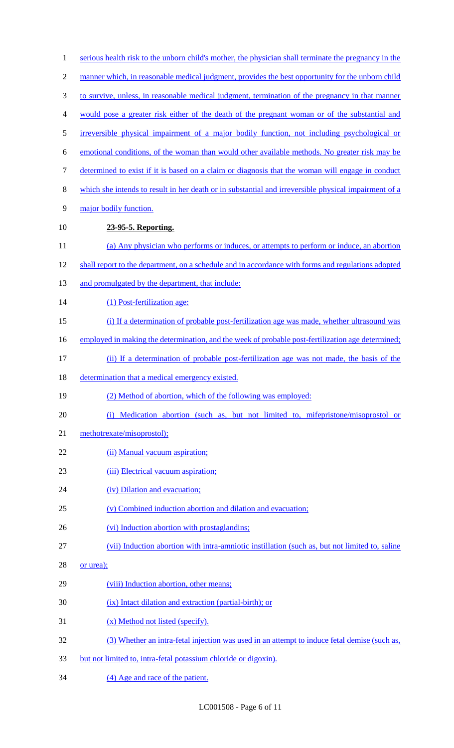serious health risk to the unborn child's mother, the physician shall terminate the pregnancy in the manner which, in reasonable medical judgment, provides the best opportunity for the unborn child to survive, unless, in reasonable medical judgment, termination of the pregnancy in that manner would pose a greater risk either of the death of the pregnant woman or of the substantial and irreversible physical impairment of a major bodily function, not including psychological or emotional conditions, of the woman than would other available methods. No greater risk may be determined to exist if it is based on a claim or diagnosis that the woman will engage in conduct which she intends to result in her death or in substantial and irreversible physical impairment of a major bodily function.

**23-95-5. Reporting.**

(a) Any physician who performs or induces, or attempts to perform or induce, an abortion shall report to the department, on a schedule and in accordance with forms and regulations adopted and promulgated by the department, that include:

(1) Post-fertilization age:

(i) If a determination of probable post-fertilization age was made, whether ultrasound was employed in making the determination, and the week of probable post-fertilization age determined;

(ii) If a determination of probable post-fertilization age was not made, the basis of the determination that a medical emergency existed.

(2) Method of abortion, which of the following was employed:

(i) Medication abortion (such as, but not limited to, mifepristone/misoprostol or methotrexate/misoprostol);

(ii) Manual vacuum aspiration;

(iii) Electrical vacuum aspiration;

(iv) Dilation and evacuation;

(v) Combined induction abortion and dilation and evacuation;

(vi) Induction abortion with prostaglandins;

(vii) Induction abortion with intra-amniotic instillation (such as, but not limited to, saline or urea);

(viii) Induction abortion, other means;

(ix) Intact dilation and extraction (partial-birth); or

(x) Method not listed (specify).

(3) Whether an intra-fetal injection was used in an attempt to induce fetal demise (such as, but not limited to, intra-fetal potassium chloride or digoxin).

(4) Age and race of the patient.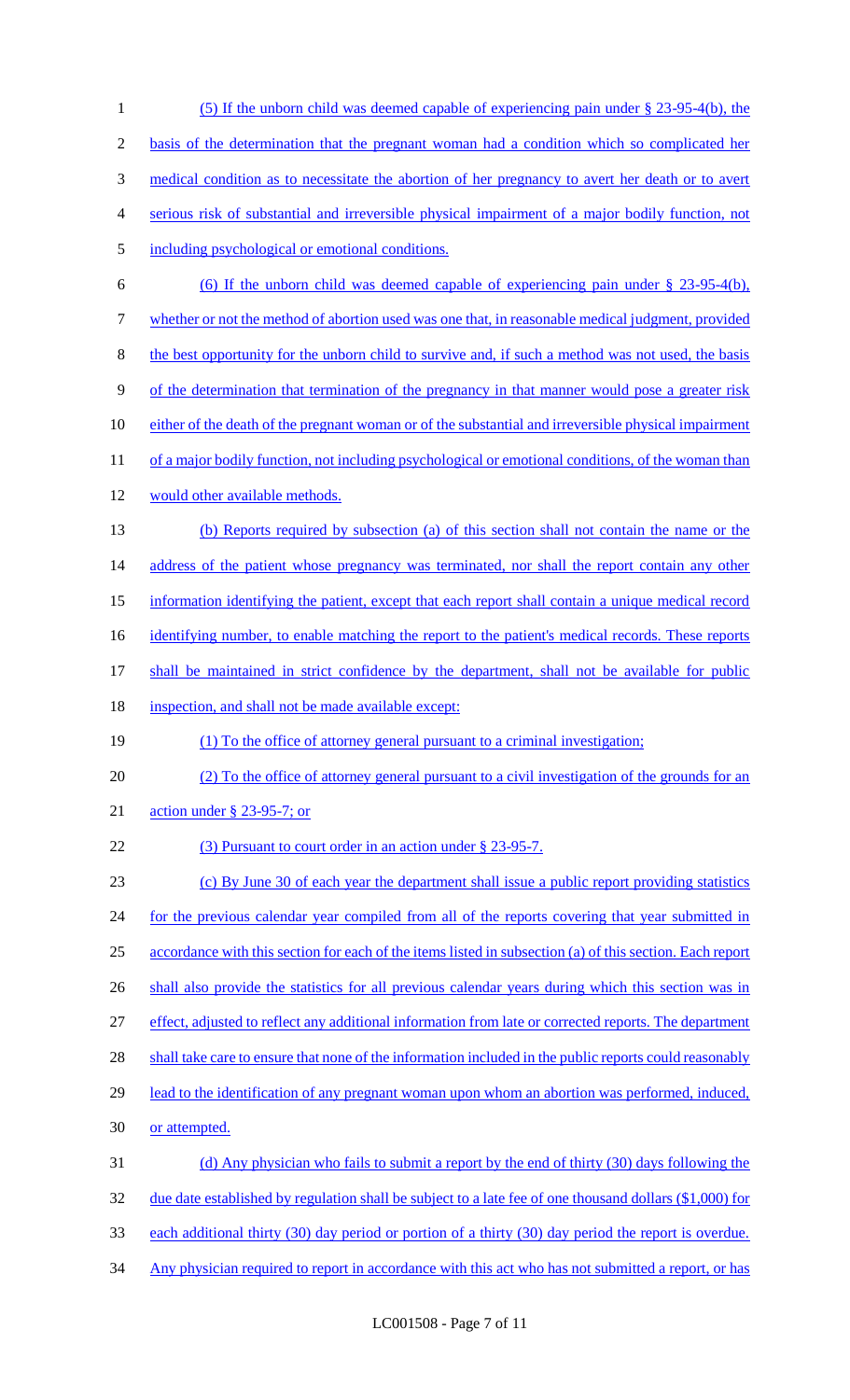(5) If the unborn child was deemed capable of experiencing pain under § 23-95-4(b), the basis of the determination that the pregnant woman had a condition which so complicated her medical condition as to necessitate the abortion of her pregnancy to avert her death or to avert serious risk of substantial and irreversible physical impairment of a major bodily function, not including psychological or emotional conditions.

(6) If the unborn child was deemed capable of experiencing pain under § 23-95-4(b), whether or not the method of abortion used was one that, in reasonable medical judgment, provided the best opportunity for the unborn child to survive and, if such a method was not used, the basis of the determination that termination of the pregnancy in that manner would pose a greater risk either of the death of the pregnant woman or of the substantial and irreversible physical impairment of a major bodily function, not including psychological or emotional conditions, of the woman than would other available methods.

(b) Reports required by subsection (a) of this section shall not contain the name or the address of the patient whose pregnancy was terminated, nor shall the report contain any other information identifying the patient, except that each report shall contain a unique medical record identifying number, to enable matching the report to the patient's medical records. These reports shall be maintained in strict confidence by the department, shall not be available for public inspection, and shall not be made available except:

(1) To the office of attorney general pursuant to a criminal investigation;

(2) To the office of attorney general pursuant to a civil investigation of the grounds for an action under § 23-95-7; or

(3) Pursuant to court order in an action under § 23-95-7.

(c) By June 30 of each year the department shall issue a public report providing statistics for the previous calendar year compiled from all of the reports covering that year submitted in accordance with this section for each of the items listed in subsection (a) of this section. Each report shall also provide the statistics for all previous calendar years during which this section was in effect, adjusted to reflect any additional information from late or corrected reports. The department shall take care to ensure that none of the information included in the public reports could reasonably lead to the identification of any pregnant woman upon whom an abortion was performed, induced, or attempted.

(d) Any physician who fails to submit a report by the end of thirty (30) days following the due date established by regulation shall be subject to a late fee of one thousand dollars ($1,000) for each additional thirty (30) day period or portion of a thirty (30) day period the report is overdue. Any physician required to report in accordance with this act who has not submitted a report, or has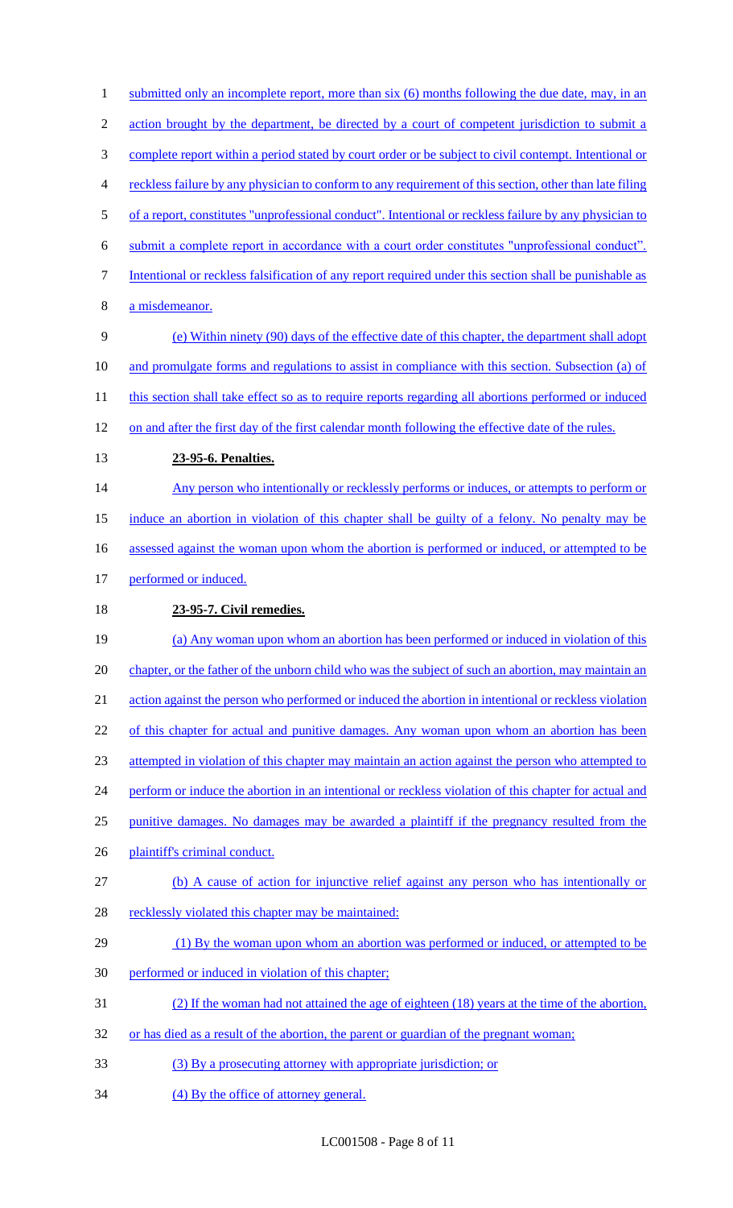submitted only an incomplete report, more than six (6) months following the due date, may, in an action brought by the department, be directed by a court of competent jurisdiction to submit a complete report within a period stated by court order or be subject to civil contempt. Intentional or reckless failure by any physician to conform to any requirement of this section, other than late filing of a report, constitutes "unprofessional conduct". Intentional or reckless failure by any physician to submit a complete report in accordance with a court order constitutes "unprofessional conduct". Intentional or reckless falsification of any report required under this section shall be punishable as a misdemeanor.

(e) Within ninety (90) days of the effective date of this chapter, the department shall adopt and promulgate forms and regulations to assist in compliance with this section. Subsection (a) of this section shall take effect so as to require reports regarding all abortions performed or induced on and after the first day of the first calendar month following the effective date of the rules.

**23-95-6. Penalties.**

Any person who intentionally or recklessly performs or induces, or attempts to perform or induce an abortion in violation of this chapter shall be guilty of a felony. No penalty may be assessed against the woman upon whom the abortion is performed or induced, or attempted to be performed or induced.

**23-95-7. Civil remedies.**

(a) Any woman upon whom an abortion has been performed or induced in violation of this chapter, or the father of the unborn child who was the subject of such an abortion, may maintain an action against the person who performed or induced the abortion in intentional or reckless violation of this chapter for actual and punitive damages. Any woman upon whom an abortion has been attempted in violation of this chapter may maintain an action against the person who attempted to perform or induce the abortion in an intentional or reckless violation of this chapter for actual and punitive damages. No damages may be awarded a plaintiff if the pregnancy resulted from the plaintiff's criminal conduct.

(b) A cause of action for injunctive relief against any person who has intentionally or recklessly violated this chapter may be maintained:

(1) By the woman upon whom an abortion was performed or induced, or attempted to be performed or induced in violation of this chapter;

(2) If the woman had not attained the age of eighteen (18) years at the time of the abortion, or has died as a result of the abortion, the parent or guardian of the pregnant woman;

(3) By a prosecuting attorney with appropriate jurisdiction; or

(4) By the office of attorney general.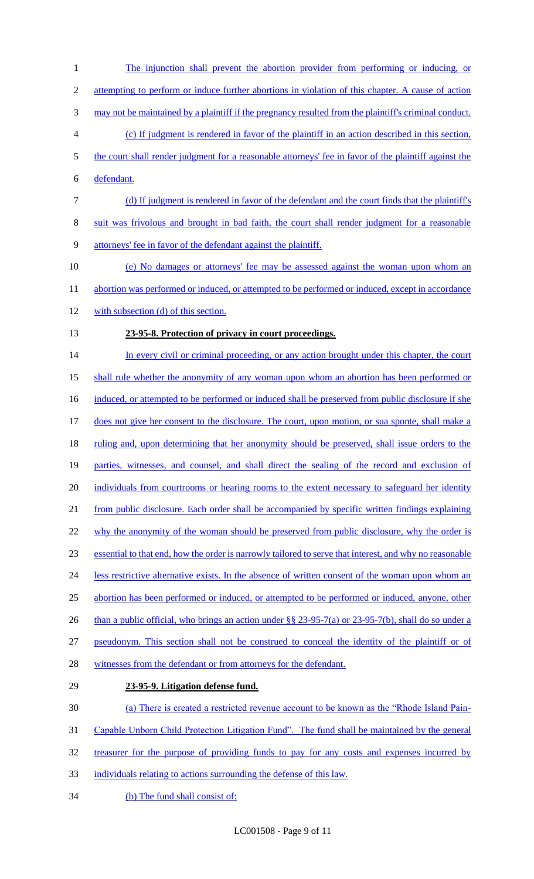The injunction shall prevent the abortion provider from performing or inducing, or attempting to perform or induce further abortions in violation of this chapter. A cause of action may not be maintained by a plaintiff if the pregnancy resulted from the plaintiff's criminal conduct.

(c) If judgment is rendered in favor of the plaintiff in an action described in this section, the court shall render judgment for a reasonable attorneys' fee in favor of the plaintiff against the defendant.

(d) If judgment is rendered in favor of the defendant and the court finds that the plaintiff's suit was frivolous and brought in bad faith, the court shall render judgment for a reasonable attorneys' fee in favor of the defendant against the plaintiff.

(e) No damages or attorneys' fee may be assessed against the woman upon whom an abortion was performed or induced, or attempted to be performed or induced, except in accordance with subsection (d) of this section.

**23-95-8. Protection of privacy in court proceedings.**

In every civil or criminal proceeding, or any action brought under this chapter, the court shall rule whether the anonymity of any woman upon whom an abortion has been performed or induced, or attempted to be performed or induced shall be preserved from public disclosure if she does not give her consent to the disclosure. The court, upon motion, or sua sponte, shall make a ruling and, upon determining that her anonymity should be preserved, shall issue orders to the parties, witnesses, and counsel, and shall direct the sealing of the record and exclusion of individuals from courtrooms or hearing rooms to the extent necessary to safeguard her identity from public disclosure. Each order shall be accompanied by specific written findings explaining why the anonymity of the woman should be preserved from public disclosure, why the order is essential to that end, how the order is narrowly tailored to serve that interest, and why no reasonable less restrictive alternative exists. In the absence of written consent of the woman upon whom an abortion has been performed or induced, or attempted to be performed or induced, anyone, other than a public official, who brings an action under §§ 23-95-7(a) or 23-95-7(b), shall do so under a pseudonym. This section shall not be construed to conceal the identity of the plaintiff or of witnesses from the defendant or from attorneys for the defendant.

**23-95-9. Litigation defense fund.**

(a) There is created a restricted revenue account to be known as the "Rhode Island Pain-Capable Unborn Child Protection Litigation Fund". The fund shall be maintained by the general treasurer for the purpose of providing funds to pay for any costs and expenses incurred by individuals relating to actions surrounding the defense of this law.

(b) The fund shall consist of: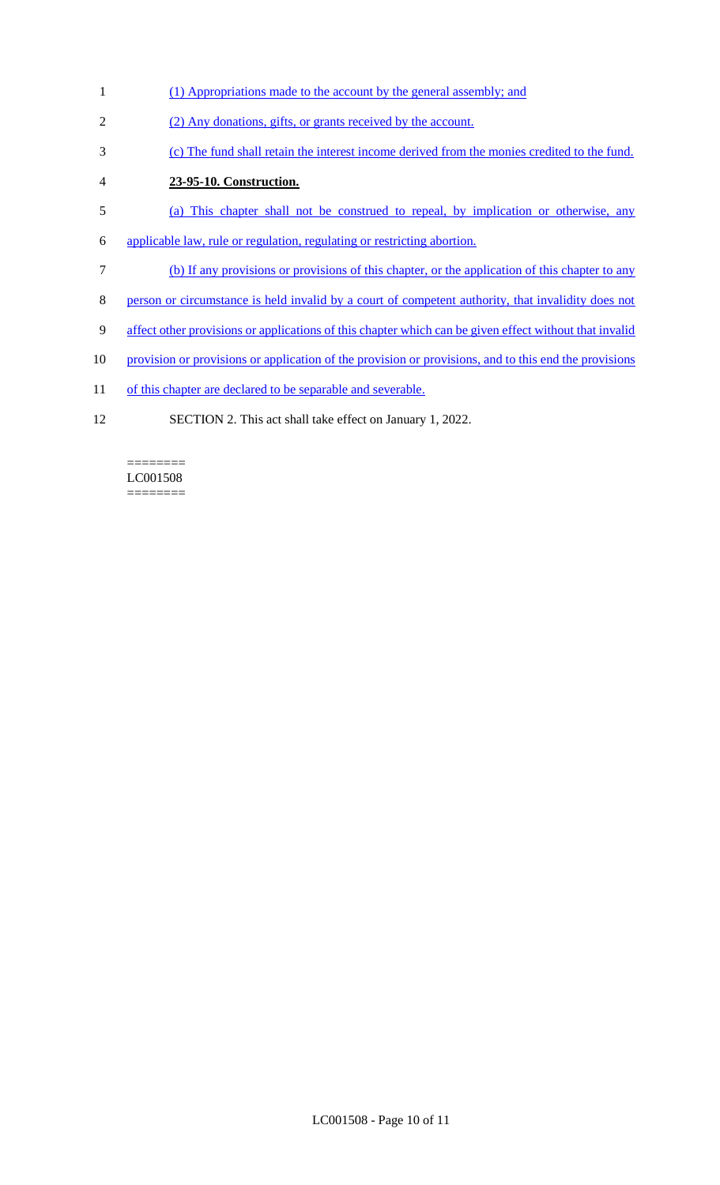(1) Appropriations made to the account by the general assembly; and

(2) Any donations, gifts, or grants received by the account.

(c) The fund shall retain the interest income derived from the monies credited to the fund.

**23-95-10. Construction.**

(a) This chapter shall not be construed to repeal, by implication or otherwise, any applicable law, rule or regulation, regulating or restricting abortion.

(b) If any provisions or provisions of this chapter, or the application of this chapter to any person or circumstance is held invalid by a court of competent authority, that invalidity does not affect other provisions or applications of this chapter which can be given effect without that invalid provision or provisions or application of the provision or provisions, and to this end the provisions of this chapter are declared to be separable and severable.

SECTION 2. This act shall take effect on January 1, 2022.

========
LC001508
========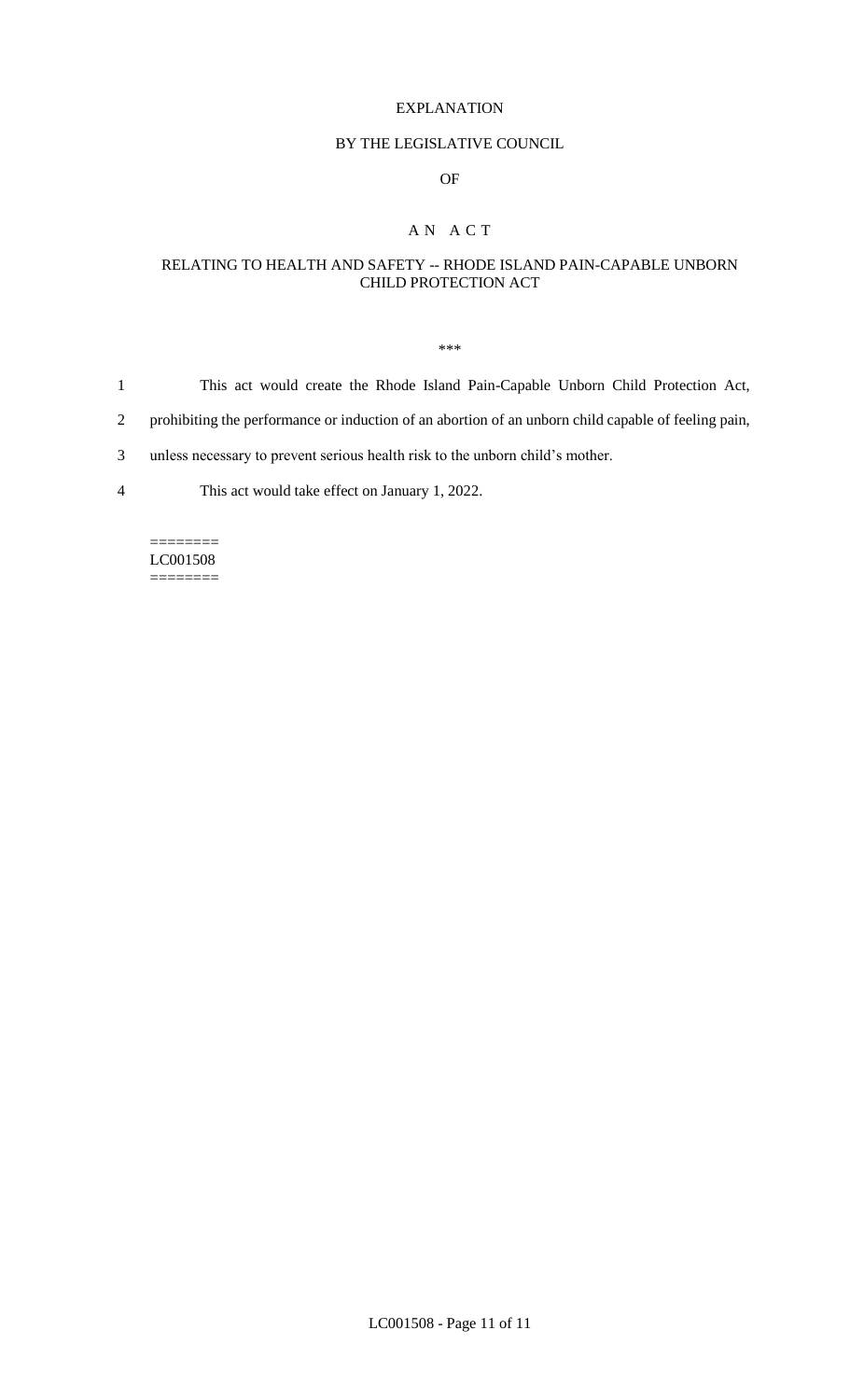EXPLANATION

BY THE LEGISLATIVE COUNCIL

OF

A N A C T

RELATING TO HEALTH AND SAFETY -- RHODE ISLAND PAIN-CAPABLE UNBORN CHILD PROTECTION ACT

\*\*\*

1 This act would create the Rhode Island Pain-Capable Unborn Child Protection Act,
2 prohibiting the performance or induction of an abortion of an unborn child capable of feeling pain,
3 unless necessary to prevent serious health risk to the unborn child's mother.
4 This act would take effect on January 1, 2022.

========
LC001508
========